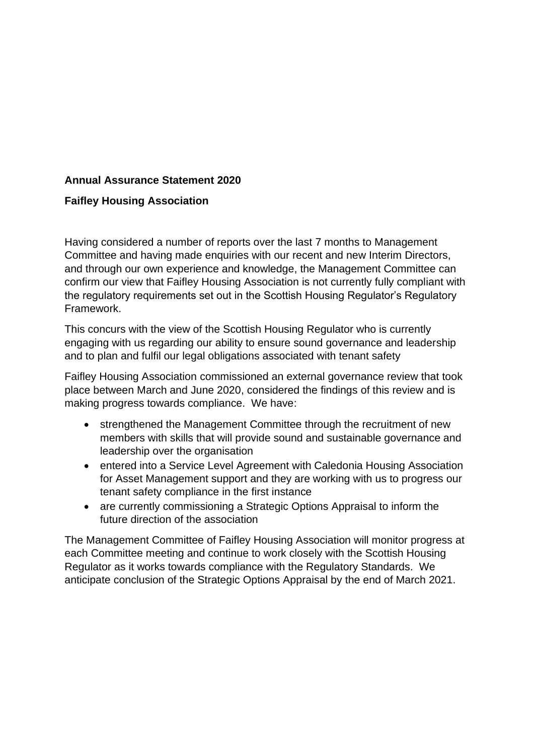**Annual Assurance Statement 2020**

**Faifley Housing Association**

Having considered a number of reports over the last 7 months to Management Committee and having made enquiries with our recent and new Interim Directors, and through our own experience and knowledge, the Management Committee can confirm our view that Faifley Housing Association is not currently fully compliant with the regulatory requirements set out in the Scottish Housing Regulator's Regulatory Framework.

This concurs with the view of the Scottish Housing Regulator who is currently engaging with us regarding our ability to ensure sound governance and leadership and to plan and fulfil our legal obligations associated with tenant safety

Faifley Housing Association commissioned an external governance review that took place between March and June 2020, considered the findings of this review and is making progress towards compliance. We have:

- strengthened the Management Committee through the recruitment of new members with skills that will provide sound and sustainable governance and leadership over the organisation
- entered into a Service Level Agreement with Caledonia Housing Association for Asset Management support and they are working with us to progress our tenant safety compliance in the first instance
- are currently commissioning a Strategic Options Appraisal to inform the future direction of the association

The Management Committee of Faifley Housing Association will monitor progress at each Committee meeting and continue to work closely with the Scottish Housing Regulator as it works towards compliance with the Regulatory Standards. We anticipate conclusion of the Strategic Options Appraisal by the end of March 2021.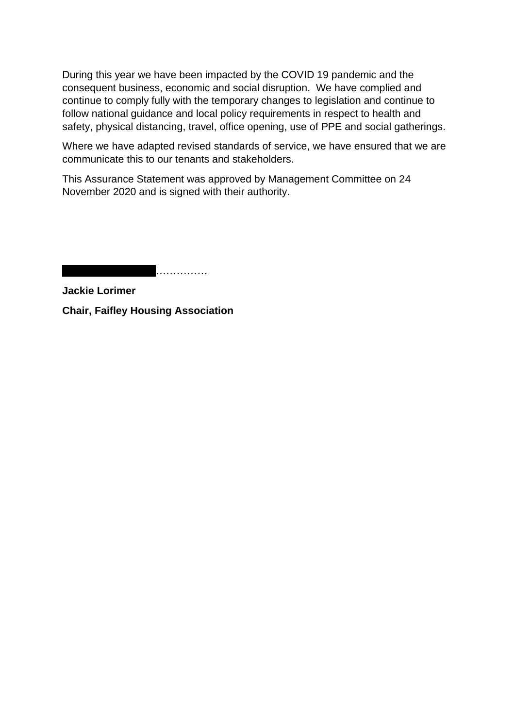During this year we have been impacted by the COVID 19 pandemic and the consequent business, economic and social disruption. We have complied and continue to comply fully with the temporary changes to legislation and continue to follow national guidance and local policy requirements in respect to health and safety, physical distancing, travel, office opening, use of PPE and social gatherings.

Where we have adapted revised standards of service, we have ensured that we are communicate this to our tenants and stakeholders.

This Assurance Statement was approved by Management Committee on 24 November 2020 and is signed with their authority.

……………

**Jackie Lorimer**

**Chair, Faifley Housing Association**